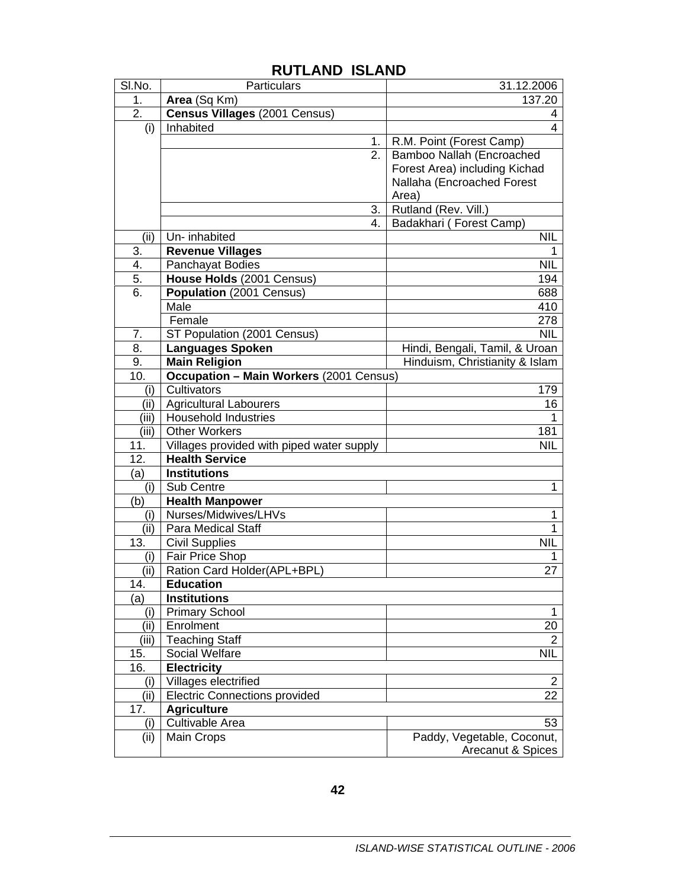# RUTLAND ISLAND

| Sl.No. | Particulars | 31.12.2006 |
|---|---|---|
| 1. | **Area** (Sq Km) | 137.20 |
| 2. | **Census Villages** (2001 Census) | 4 |
| (i) | Inhabited | 4 |
| | 1. | R.M. Point (Forest Camp) |
| | 2. | Bamboo Nallah (Encroached Forest Area) including Kichad Nallaha (Encroached Forest Area) |
| | 3. | Rutland (Rev. Vill.) |
| | 4. | Badakhari ( Forest Camp) |
| (ii) | Un- inhabited | NIL |
| 3. | **Revenue Villages** | 1 |
| 4. | Panchayat Bodies | NIL |
| 5. | **House Holds** (2001 Census) | 194 |
| 6. | **Population** (2001 Census) | 688 |
| | Male | 410 |
| | Female | 278 |
| 7. | ST Population (2001 Census) | NIL |
| 8. | **Languages Spoken** | Hindi, Bengali, Tamil, & Uroan |
| 9. | **Main Religion** | Hinduism, Christianity & Islam |
| 10. | **Occupation – Main Workers** (2001 Census) | |
| (i) | Cultivators | 179 |
| (ii) | Agricultural Labourers | 16 |
| (iii) | Household Industries | 1 |
| (iii) | Other Workers | 181 |
| 11. | Villages provided with piped water supply | NIL |
| 12. | **Health Service** | |
| (a) | **Institutions** | |
| (i) | Sub Centre | 1 |
| (b) | **Health Manpower** | |
| (i) | Nurses/Midwives/LHVs | 1 |
| (ii) | Para Medical Staff | 1 |
| 13. | Civil Supplies | NIL |
| (i) | Fair Price Shop | 1 |
| (ii) | Ration Card Holder(APL+BPL) | 27 |
| 14. | **Education** | |
| (a) | **Institutions** | |
| (i) | Primary School | 1 |
| (ii) | Enrolment | 20 |
| (iii) | Teaching Staff | 2 |
| 15. | Social Welfare | NIL |
| 16. | **Electricity** | |
| (i) | Villages electrified | 2 |
| (ii) | Electric Connections provided | 22 |
| 17. | **Agriculture** | |
| (i) | Cultivable Area | 53 |
| (ii) | Main Crops | Paddy, Vegetable, Coconut, Arecanut & Spices |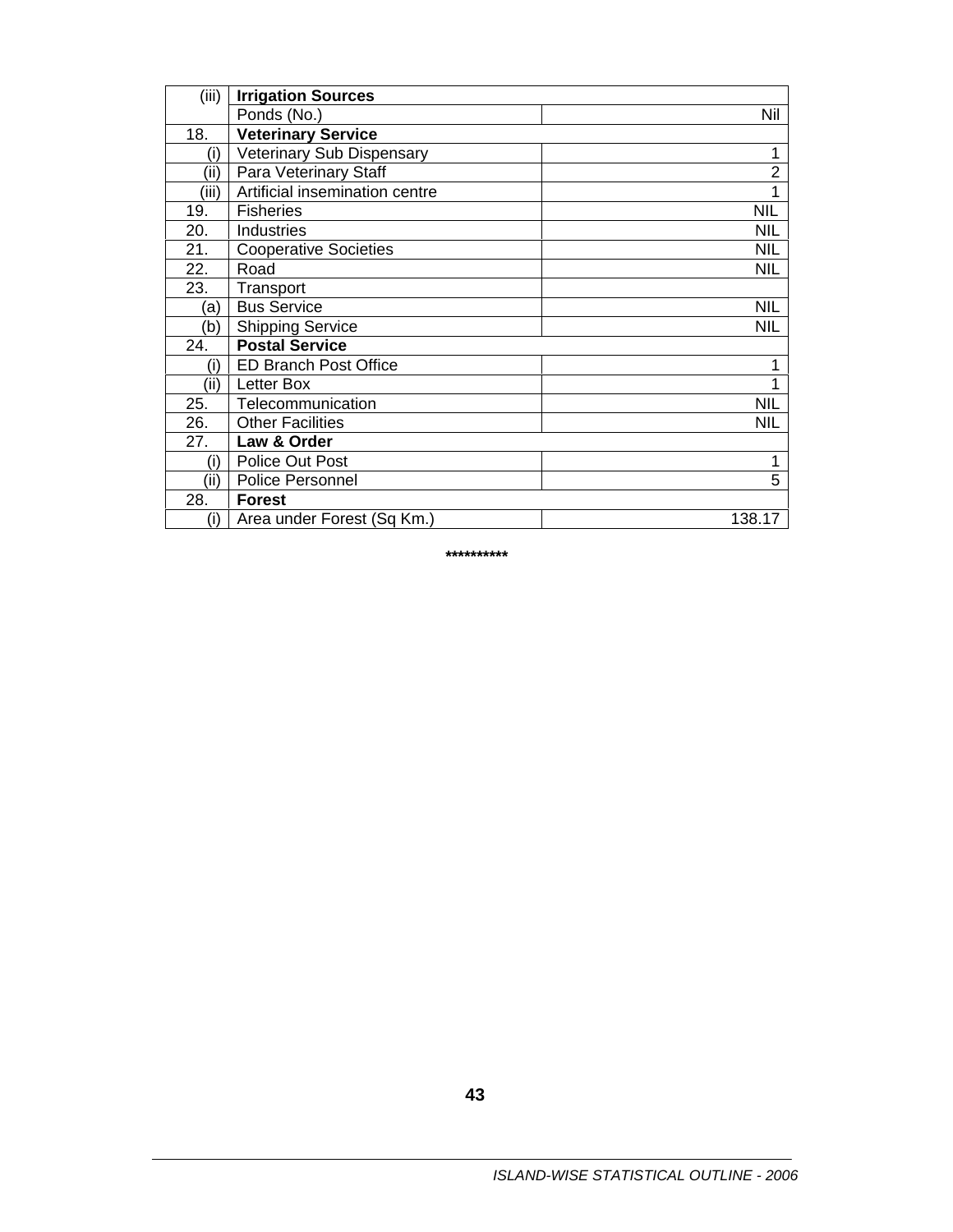| | | |
|---|---|---|
| (iii) | **Irrigation Sources** | |
| | Ponds (No.) | Nil |
| 18. | **Veterinary Service** | |
| (i) | Veterinary Sub Dispensary | 1 |
| (ii) | Para Veterinary Staff | 2 |
| (iii) | Artificial insemination centre | 1 |
| 19. | Fisheries | NIL |
| 20. | Industries | NIL |
| 21. | Cooperative Societies | NIL |
| 22. | Road | NIL |
| 23. | Transport | |
| (a) | Bus Service | NIL |
| (b) | Shipping Service | NIL |
| 24. | **Postal Service** | |
| (i) | ED Branch Post Office | 1 |
| (ii) | Letter Box | 1 |
| 25. | Telecommunication | NIL |
| 26. | Other Facilities | NIL |
| 27. | **Law & Order** | |
| (i) | Police Out Post | 1 |
| (ii) | Police Personnel | 5 |
| 28. | **Forest** | |
| (i) | Area under Forest (Sq Km.) | 138.17 |

**********